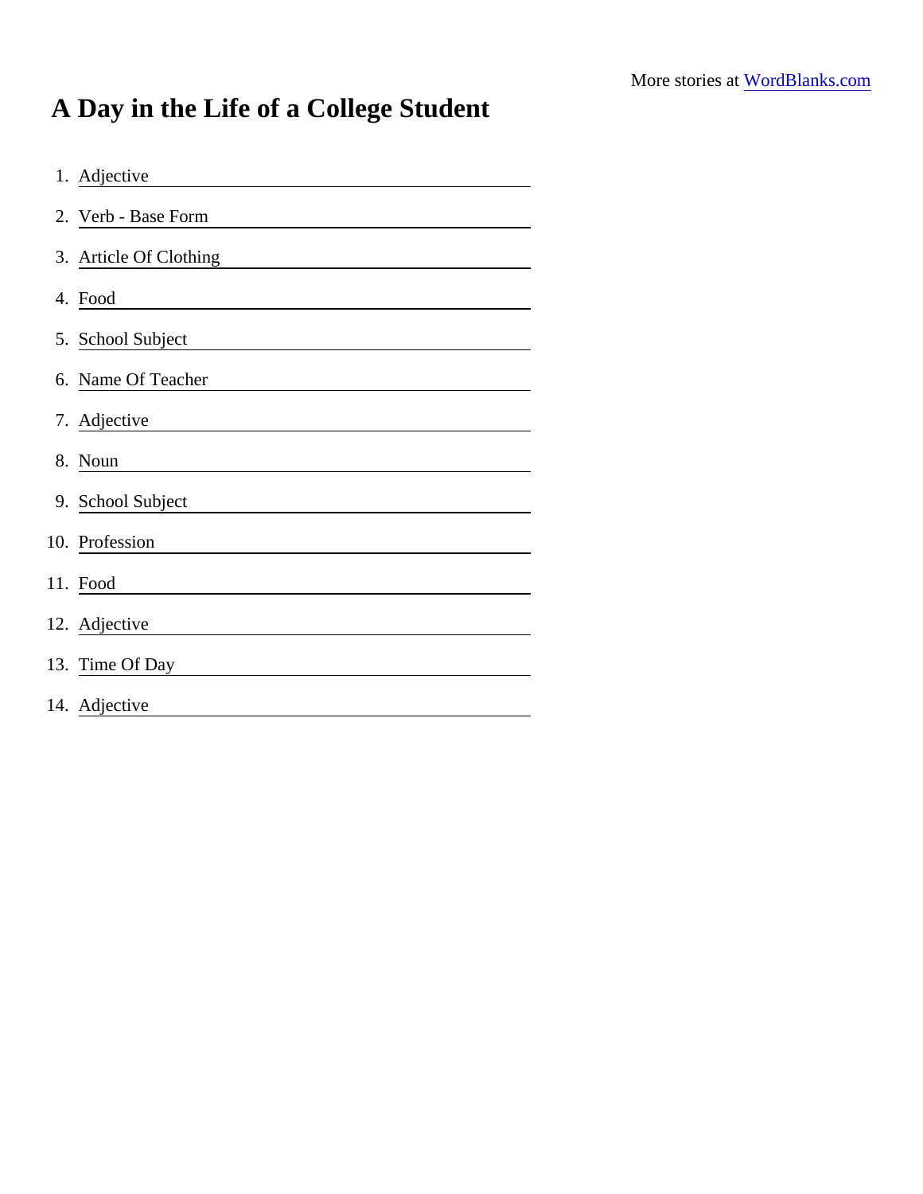More stories at [WordBlanks.com](https://www.wordblanks.com)

# A Day in the Life of a College Student

1. Adjective ______________________
2. Verb - Base Form ______________________
3. Article Of Clothing ______________________
4. Food ______________________
5. School Subject ______________________
6. Name Of Teacher ______________________
7. Adjective ______________________
8. Noun ______________________
9. School Subject ______________________
10. Profession ______________________
11. Food ______________________
12. Adjective ______________________
13. Time Of Day ______________________
14. Adjective ______________________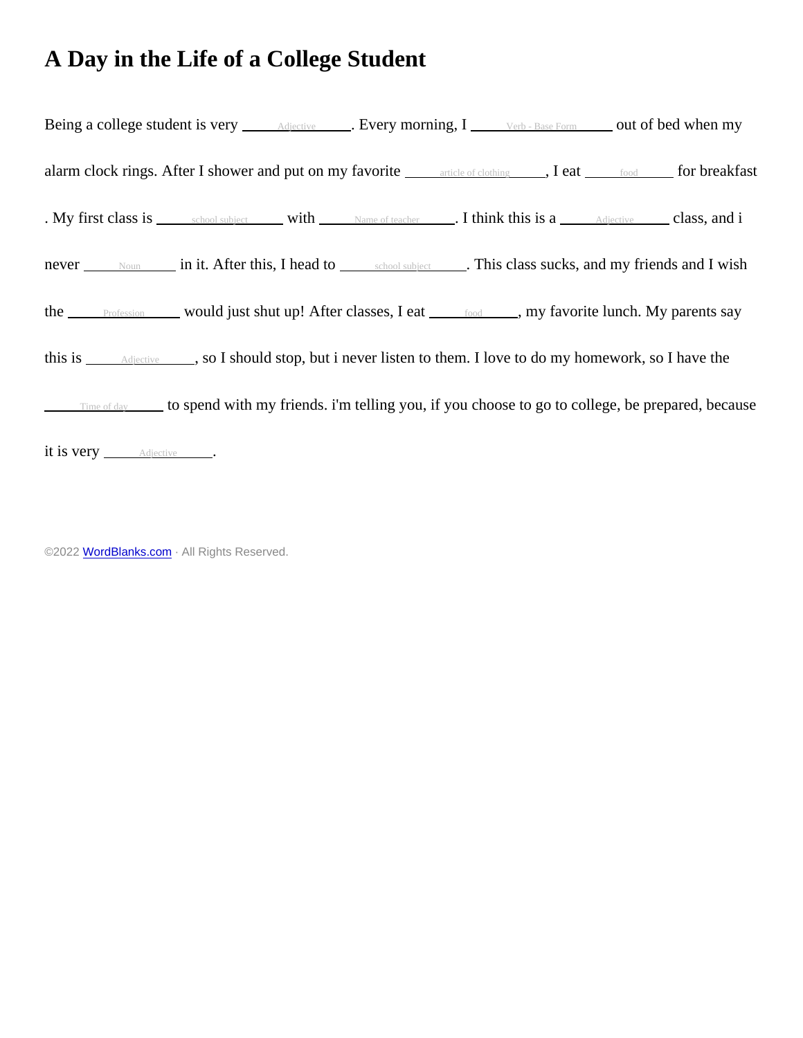# A Day in the Life of a College Student

Being a college student is very ______Adjective______. Every morning, I ______Verb - Base Form______ out of bed when my alarm clock rings. After I shower and put on my favorite ______article of clothing______, I eat ______food______ for breakfast . My first class is ______school subject______ with ______Name of teacher______. I think this is a ______Adjective______ class, and i never ______Noun______ in it. After this, I head to ______school subject______. This class sucks, and my friends and I wish the ______Profession______ would just shut up! After classes, I eat ______food______, my favorite lunch. My parents say this is ______Adjective______, so I should stop, but i never listen to them. I love to do my homework, so I have the ______Time of day______ to spend with my friends. i'm telling you, if you choose to go to college, be prepared, because it is very ______Adjective______.

©2022 WordBlanks.com · All Rights Reserved.